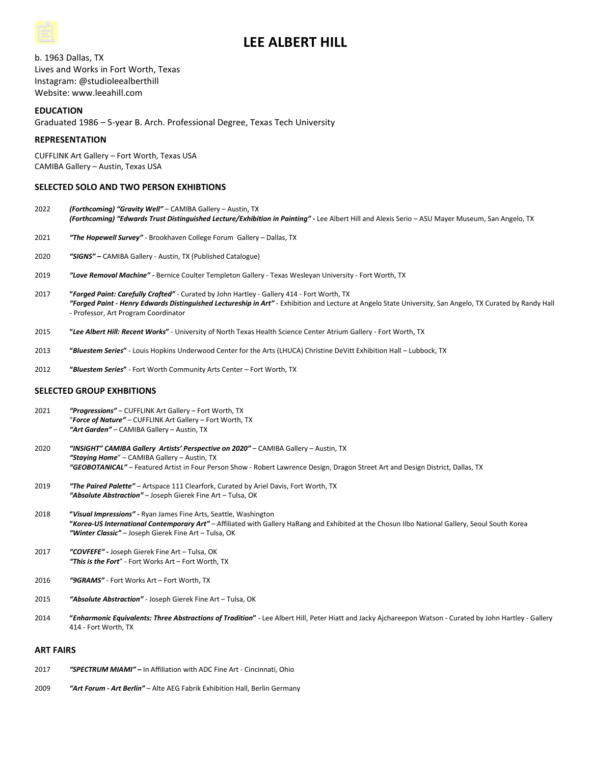# LEE ALBERT HILL

b. 1963 Dallas, TX
Lives and Works in Fort Worth, Texas
Instagram: @studioleealberthill
Website: www.leeahill.com

## EDUCATION

Graduated 1986 – 5-year B. Arch. Professional Degree, Texas Tech University

## REPRESENTATION

CUFFLINK Art Gallery – Fort Worth, Texas USA
CAMIBA Gallery – Austin, Texas USA

## SELECTED SOLO AND TWO PERSON EXHBITIONS

2022 ***(Forthcoming) "Gravity Well"*** – CAMIBA Gallery – Austin, TX
***(Forthcoming) "Edwards Trust Distinguished Lecture/Exhibition in Painting" -*** Lee Albert Hill and Alexis Serio – ASU Mayer Museum, San Angelo, TX

2021 ***"The Hopewell Survey"*** - Brookhaven College Forum Gallery – Dallas, TX

2020 ***"SIGNS" –*** CAMIBA Gallery - Austin, TX (Published Catalogue)

2019 ***"Love Removal Machine" -*** Bernice Coulter Templeton Gallery - Texas Wesleyan University - Fort Worth, TX

2017 **"*Forged Paint: Carefully Crafted"*** - Curated by John Hartley - Gallery 414 - Fort Worth, TX
***"Forged Paint - Henry Edwards Distinguished Lectureship in Art"*** - Exhibition and Lecture at Angelo State University, San Angelo, TX Curated by Randy Hall - Professor, Art Program Coordinator

2015 **"*Lee Albert Hill: Recent Works*"** - University of North Texas Health Science Center Atrium Gallery - Fort Worth, TX

2013 **"*Bluestem Series*"** - Louis Hopkins Underwood Center for the Arts (LHUCA) Christine DeVitt Exhibition Hall – Lubbock, TX

2012 **"*Bluestem Series*"** - Fort Worth Community Arts Center – Fort Worth, TX

## SELECTED GROUP EXHBITIONS

2021 ***"Progressions"*** – CUFFLINK Art Gallery – Fort Worth, TX
"***Force of Nature"*** – CUFFLINK Art Gallery – Fort Worth, TX
***"Art Garden"*** – CAMIBA Gallery – Austin, TX

2020 ***"INSIGHT" CAMIBA Gallery Artists' Perspective on 2020"*** – CAMIBA Gallery – Austin, TX
***"Staying Home***" – CAMIBA Gallery – Austin, TX
***"GEOBOTANICAL"*** – Featured Artist in Four Person Show - Robert Lawrence Design, Dragon Street Art and Design District, Dallas, TX

2019 ***"The Paired Palette"*** – Artspace 111 Clearfork, Curated by Ariel Davis, Fort Worth, TX
***"Absolute Abstraction"*** – Joseph Gierek Fine Art – Tulsa, OK

2018 **"*Visual Impressions" -*** Ryan James Fine Arts, Seattle, Washington
**"*Korea-US International Contemporary Art"*** – Affiliated with Gallery HaRang and Exhibited at the Chosun Ilbo National Gallery, Seoul South Korea
***"Winter Classic"*** – Joseph Gierek Fine Art – Tulsa, OK

2017 ***"COVFEFE" -*** Joseph Gierek Fine Art – Tulsa, OK
***"This is the Fort***" - Fort Works Art – Fort Worth, TX

2016 ***"9GRAMS"*** - Fort Works Art – Fort Worth, TX

2015 ***"Absolute Abstraction"*** - Joseph Gierek Fine Art – Tulsa, OK

2014 **"*Enharmonic Equivalents: Three Abstractions of Tradition*"** - Lee Albert Hill, Peter Hiatt and Jacky Ajchareepon Watson - Curated by John Hartley - Gallery 414 - Fort Worth, TX

## ART FAIRS

2017 ***"SPECTRUM MIAMI" –*** In Affiliation with ADC Fine Art - Cincinnati, Ohio

2009 ***"Art Forum - Art Berlin"*** – Alte AEG Fabrik Exhibition Hall, Berlin Germany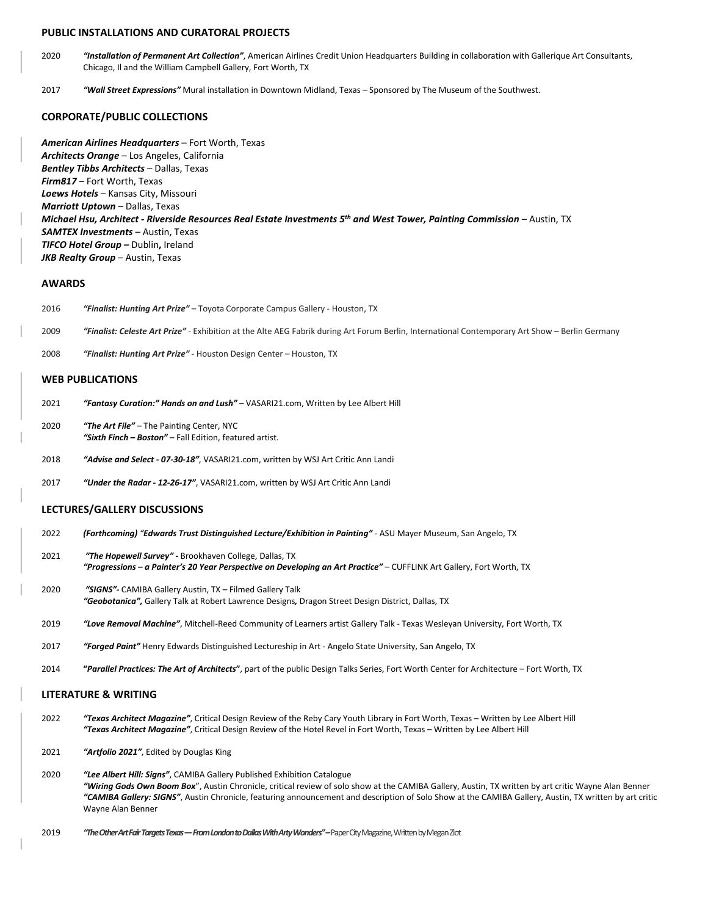## PUBLIC INSTALLATIONS AND CURATORAL PROJECTS

2020 ***"Installation of Permanent Art Collection"***, American Airlines Credit Union Headquarters Building in collaboration with Gallerique Art Consultants, Chicago, Il and the William Campbell Gallery, Fort Worth, TX

2017 ***"Wall Street Expressions"*** Mural installation in Downtown Midland, Texas – Sponsored by The Museum of the Southwest.

## CORPORATE/PUBLIC COLLECTIONS

***American Airlines Headquarters*** – Fort Worth, Texas
***Architects Orange*** – Los Angeles, California
***Bentley Tibbs Architects*** – Dallas, Texas
***Firm817*** – Fort Worth, Texas
***Loews Hotels*** – Kansas City, Missouri
***Marriott Uptown*** – Dallas, Texas
***Michael Hsu, Architect - Riverside Resources Real Estate Investments 5th and West Tower, Painting Commission*** – Austin, TX
***SAMTEX Investments*** – Austin, Texas
***TIFCO Hotel Group –*** Dublin**,** Ireland
***JKB Realty Group*** – Austin, Texas

## AWARDS

2016 ***"Finalist: Hunting Art Prize"*** – Toyota Corporate Campus Gallery - Houston, TX

2009 ***"Finalist: Celeste Art Prize"*** - Exhibition at the Alte AEG Fabrik during Art Forum Berlin, International Contemporary Art Show – Berlin Germany

2008 ***"Finalist: Hunting Art Prize"*** - Houston Design Center – Houston, TX

## WEB PUBLICATIONS

2021 ***"Fantasy Curation:" Hands on and Lush"*** – VASARI21.com, Written by Lee Albert Hill

2020 ***"The Art File"*** – The Painting Center, NYC
***"Sixth Finch – Boston"*** – Fall Edition, featured artist.

2018 ***"Advise and Select - 07-30-18"***, VASARI21.com, written by WSJ Art Critic Ann Landi

2017 ***"Under the Radar - 12-26-17"***, VASARI21.com, written by WSJ Art Critic Ann Landi

## LECTURES/GALLERY DISCUSSIONS

2022 ***(Forthcoming) "Edwards Trust Distinguished Lecture/Exhibition in Painting"*** - ASU Mayer Museum, San Angelo, TX

2021 ***"The Hopewell Survey" -*** Brookhaven College, Dallas, TX
***"Progressions – a Painter's 20 Year Perspective on Developing an Art Practice"*** – CUFFLINK Art Gallery, Fort Worth, TX

2020 ***"SIGNS"-*** CAMIBA Gallery Austin, TX – Filmed Gallery Talk
***"Geobotanica",*** Gallery Talk at Robert Lawrence Designs***,*** Dragon Street Design District, Dallas, TX

2019 ***"Love Removal Machine"***, Mitchell-Reed Community of Learners artist Gallery Talk - Texas Wesleyan University, Fort Worth, TX

2017 ***"Forged Paint"*** Henry Edwards Distinguished Lectureship in Art - Angelo State University, San Angelo, TX

2014 **"*Parallel Practices: The Art of Architects*"**, part of the public Design Talks Series, Fort Worth Center for Architecture – Fort Worth, TX

## LITERATURE & WRITING

2022 ***"Texas Architect Magazine"***, Critical Design Review of the Reby Cary Youth Library in Fort Worth, Texas – Written by Lee Albert Hill
***"Texas Architect Magazine"***, Critical Design Review of the Hotel Revel in Fort Worth, Texas – Written by Lee Albert Hill

2021 ***"Artfolio 2021"***, Edited by Douglas King

2020 ***"Lee Albert Hill: Signs"***, CAMIBA Gallery Published Exhibition Catalogue
***"Wiring Gods Own Boom Box***", Austin Chronicle, critical review of solo show at the CAMIBA Gallery, Austin, TX written by art critic Wayne Alan Benner
***"CAMIBA Gallery: SIGNS"***, Austin Chronicle, featuring announcement and description of Solo Show at the CAMIBA Gallery, Austin, TX written by art critic Wayne Alan Benner

2019 ***"The Other Art Fair Targets Texas — From London to Dallas With Arty Wonders"*** – Paper City Magazine, Written by Megan Ziot